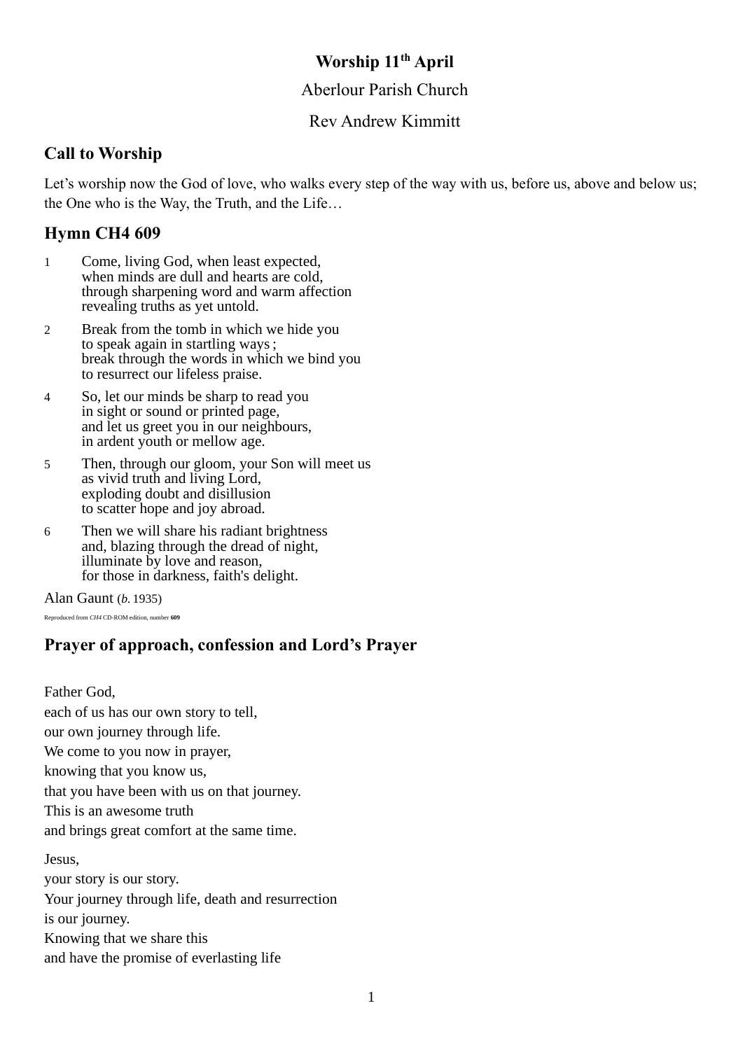# Worship 11th April

Aberlour Parish Church

Rev Andrew Kimmitt

## Call to Worship

Let's worship now the God of love, who walks every step of the way with us, before us, above and below us; the One who is the Way, the Truth, and the Life…

## Hymn CH4 609

1 Come, living God, when least expected,  
when minds are dull and hearts are cold,  
through sharpening word and warm affection  
revealing truths as yet untold.

2 Break from the tomb in which we hide you  
to speak again in startling ways ;  
break through the words in which we bind you  
to resurrect our lifeless praise.

4 So, let our minds be sharp to read you  
in sight or sound or printed page,  
and let us greet you in our neighbours,  
in ardent youth or mellow age.

5 Then, through our gloom, your Son will meet us  
as vivid truth and living Lord,  
exploding doubt and disillusion  
to scatter hope and joy abroad.

6 Then we will share his radiant brightness  
and, blazing through the dread of night,  
illuminate by love and reason,  
for those in darkness, faith's delight.

Alan Gaunt (*b.* 1935)

Reproduced from *CH4* CD-ROM edition, number **609**

## Prayer of approach, confession and Lord's Prayer

Father God,  
each of us has our own story to tell,  
our own journey through life.  
We come to you now in prayer,  
knowing that you know us,  
that you have been with us on that journey.  
This is an awesome truth  
and brings great comfort at the same time.

Jesus,  
your story is our story.  
Your journey through life, death and resurrection  
is our journey.  
Knowing that we share this  
and have the promise of everlasting life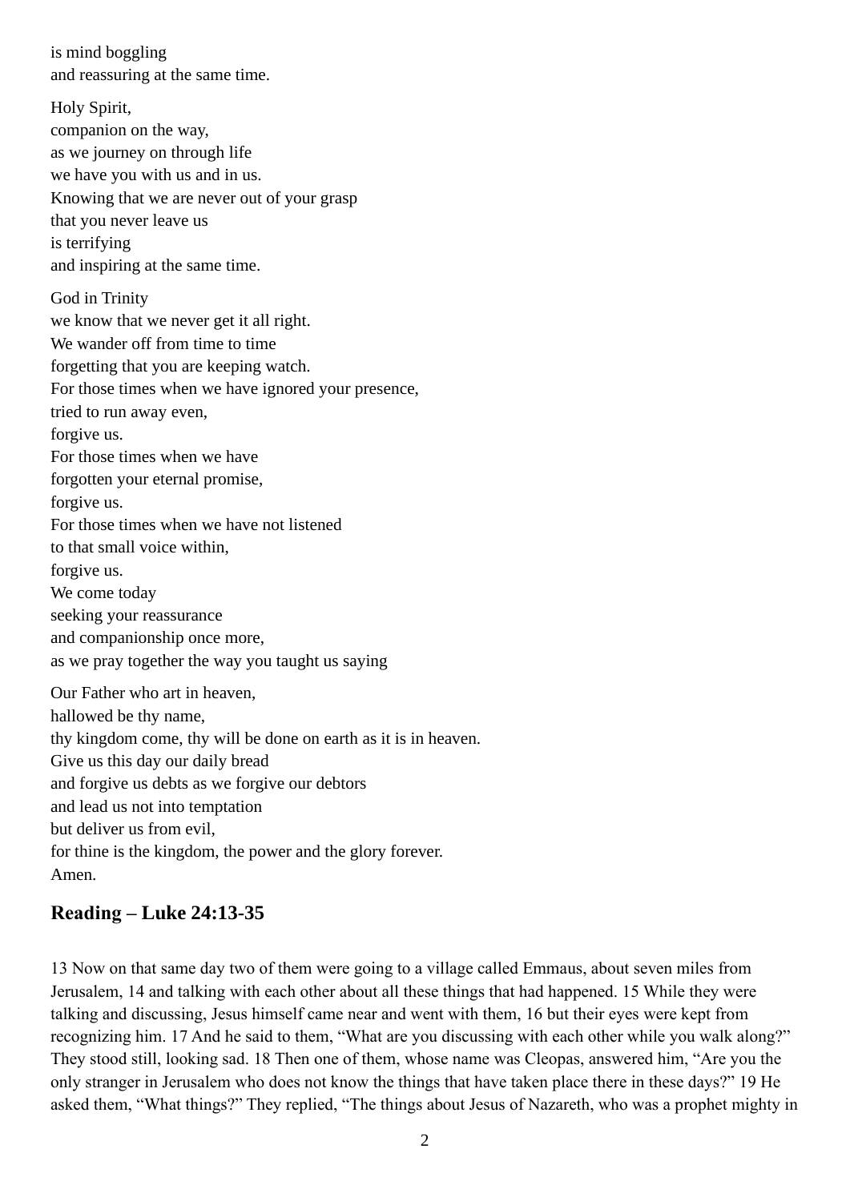is mind boggling
and reassuring at the same time.

Holy Spirit,
companion on the way,
as we journey on through life
we have you with us and in us.
Knowing that we are never out of your grasp
that you never leave us
is terrifying
and inspiring at the same time.

God in Trinity
we know that we never get it all right.
We wander off from time to time
forgetting that you are keeping watch.
For those times when we have ignored your presence,
tried to run away even,
forgive us.
For those times when we have
forgotten your eternal promise,
forgive us.
For those times when we have not listened
to that small voice within,
forgive us.
We come today
seeking your reassurance
and companionship once more,
as we pray together the way you taught us saying

Our Father who art in heaven,
hallowed be thy name,
thy kingdom come, thy will be done on earth as it is in heaven.
Give us this day our daily bread
and forgive us debts as we forgive our debtors
and lead us not into temptation
but deliver us from evil,
for thine is the kingdom, the power and the glory forever.
Amen.

## Reading – Luke 24:13-35

13 Now on that same day two of them were going to a village called Emmaus, about seven miles from Jerusalem, 14 and talking with each other about all these things that had happened. 15 While they were talking and discussing, Jesus himself came near and went with them, 16 but their eyes were kept from recognizing him. 17 And he said to them, "What are you discussing with each other while you walk along?" They stood still, looking sad. 18 Then one of them, whose name was Cleopas, answered him, "Are you the only stranger in Jerusalem who does not know the things that have taken place there in these days?" 19 He asked them, "What things?" They replied, "The things about Jesus of Nazareth, who was a prophet mighty in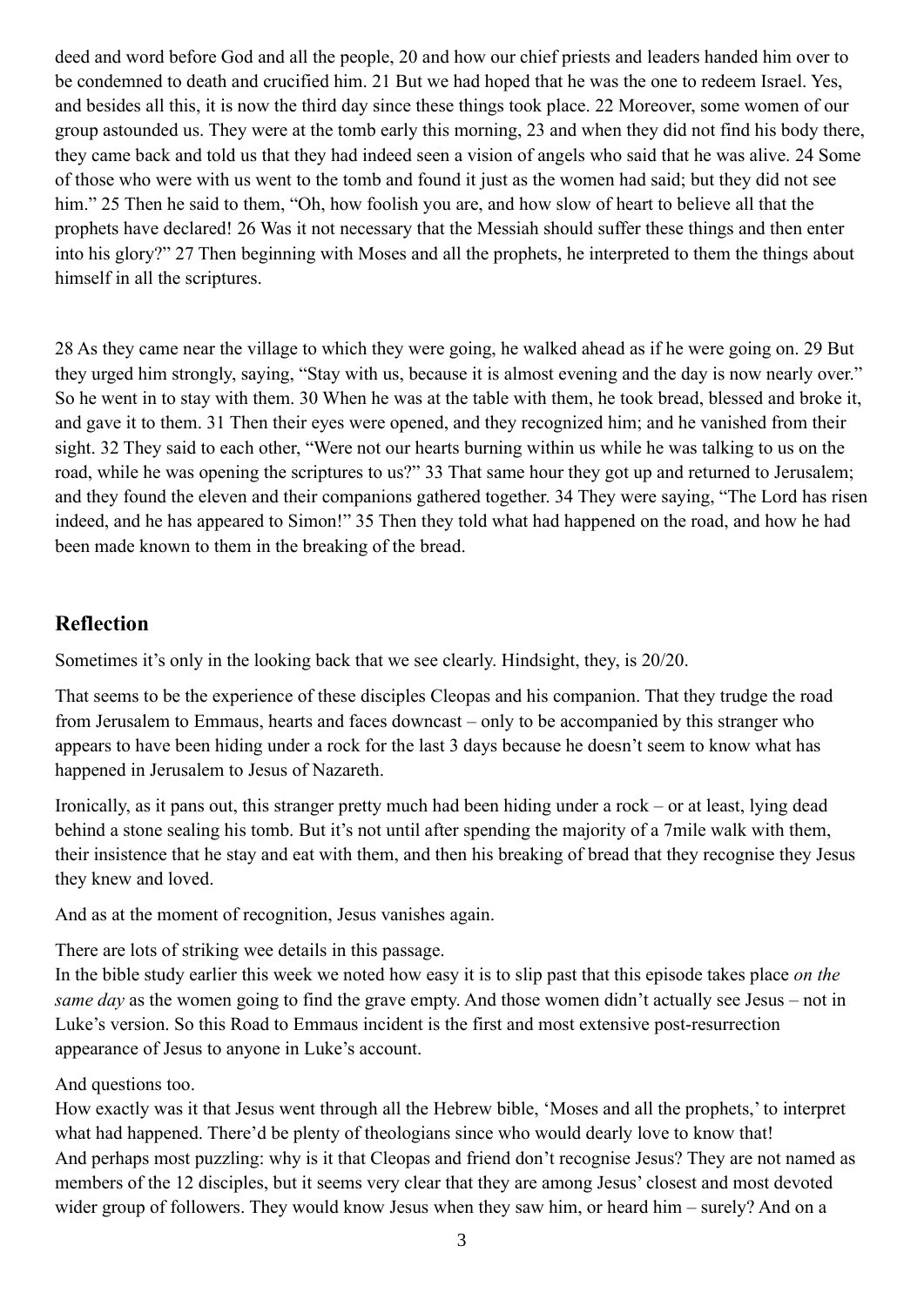deed and word before God and all the people, 20 and how our chief priests and leaders handed him over to be condemned to death and crucified him. 21 But we had hoped that he was the one to redeem Israel. Yes, and besides all this, it is now the third day since these things took place. 22 Moreover, some women of our group astounded us. They were at the tomb early this morning, 23 and when they did not find his body there, they came back and told us that they had indeed seen a vision of angels who said that he was alive. 24 Some of those who were with us went to the tomb and found it just as the women had said; but they did not see him." 25 Then he said to them, "Oh, how foolish you are, and how slow of heart to believe all that the prophets have declared! 26 Was it not necessary that the Messiah should suffer these things and then enter into his glory?" 27 Then beginning with Moses and all the prophets, he interpreted to them the things about himself in all the scriptures.

28 As they came near the village to which they were going, he walked ahead as if he were going on. 29 But they urged him strongly, saying, "Stay with us, because it is almost evening and the day is now nearly over." So he went in to stay with them. 30 When he was at the table with them, he took bread, blessed and broke it, and gave it to them. 31 Then their eyes were opened, and they recognized him; and he vanished from their sight. 32 They said to each other, "Were not our hearts burning within us while he was talking to us on the road, while he was opening the scriptures to us?" 33 That same hour they got up and returned to Jerusalem; and they found the eleven and their companions gathered together. 34 They were saying, "The Lord has risen indeed, and he has appeared to Simon!" 35 Then they told what had happened on the road, and how he had been made known to them in the breaking of the bread.

## Reflection

Sometimes it's only in the looking back that we see clearly. Hindsight, they, is 20/20.

That seems to be the experience of these disciples Cleopas and his companion. That they trudge the road from Jerusalem to Emmaus, hearts and faces downcast – only to be accompanied by this stranger who appears to have been hiding under a rock for the last 3 days because he doesn't seem to know what has happened in Jerusalem to Jesus of Nazareth.

Ironically, as it pans out, this stranger pretty much had been hiding under a rock – or at least, lying dead behind a stone sealing his tomb. But it's not until after spending the majority of a 7mile walk with them, their insistence that he stay and eat with them, and then his breaking of bread that they recognise they Jesus they knew and loved.

And as at the moment of recognition, Jesus vanishes again.

There are lots of striking wee details in this passage.
In the bible study earlier this week we noted how easy it is to slip past that this episode takes place *on the same day* as the women going to find the grave empty. And those women didn't actually see Jesus – not in Luke's version. So this Road to Emmaus incident is the first and most extensive post-resurrection appearance of Jesus to anyone in Luke's account.

And questions too.
How exactly was it that Jesus went through all the Hebrew bible, 'Moses and all the prophets,' to interpret what had happened. There'd be plenty of theologians since who would dearly love to know that!
And perhaps most puzzling: why is it that Cleopas and friend don't recognise Jesus? They are not named as members of the 12 disciples, but it seems very clear that they are among Jesus' closest and most devoted wider group of followers. They would know Jesus when they saw him, or heard him – surely? And on a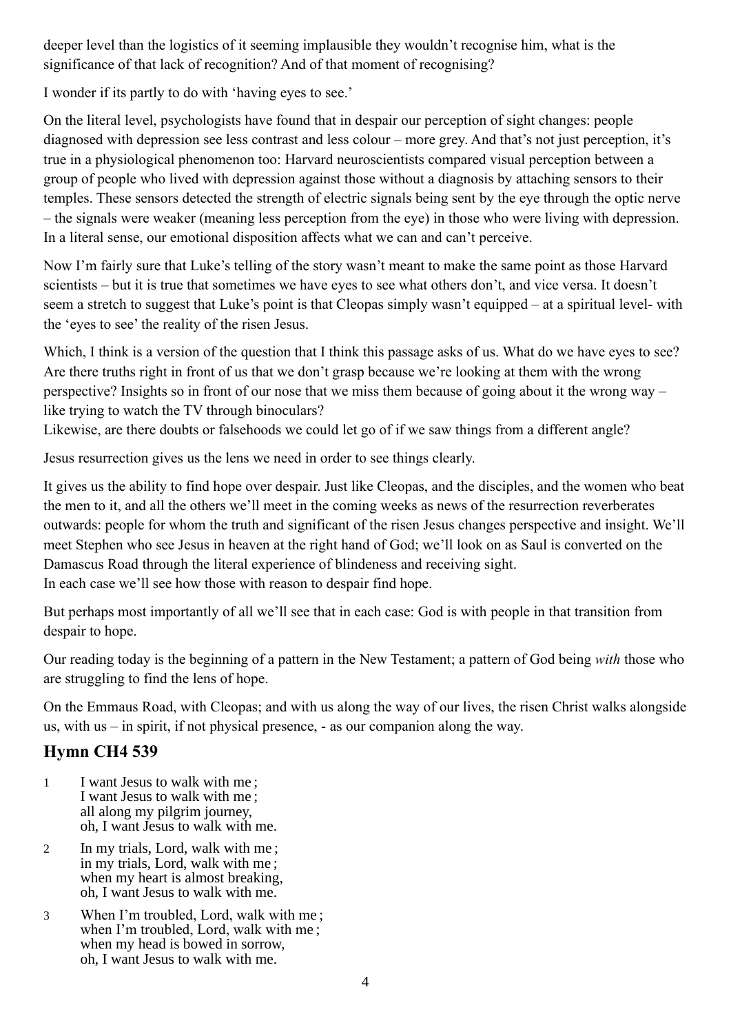deeper level than the logistics of it seeming implausible they wouldn't recognise him, what is the significance of that lack of recognition? And of that moment of recognising?

I wonder if its partly to do with 'having eyes to see.'

On the literal level, psychologists have found that in despair our perception of sight changes: people diagnosed with depression see less contrast and less colour – more grey. And that's not just perception, it's true in a physiological phenomenon too: Harvard neuroscientists compared visual perception between a group of people who lived with depression against those without a diagnosis by attaching sensors to their temples. These sensors detected the strength of electric signals being sent by the eye through the optic nerve – the signals were weaker (meaning less perception from the eye) in those who were living with depression. In a literal sense, our emotional disposition affects what we can and can't perceive.

Now I'm fairly sure that Luke's telling of the story wasn't meant to make the same point as those Harvard scientists – but it is true that sometimes we have eyes to see what others don't, and vice versa. It doesn't seem a stretch to suggest that Luke's point is that Cleopas simply wasn't equipped – at a spiritual level- with the 'eyes to see' the reality of the risen Jesus.

Which, I think is a version of the question that I think this passage asks of us. What do we have eyes to see? Are there truths right in front of us that we don't grasp because we're looking at them with the wrong perspective? Insights so in front of our nose that we miss them because of going about it the wrong way – like trying to watch the TV through binoculars?
Likewise, are there doubts or falsehoods we could let go of if we saw things from a different angle?

Jesus resurrection gives us the lens we need in order to see things clearly.

It gives us the ability to find hope over despair. Just like Cleopas, and the disciples, and the women who beat the men to it, and all the others we'll meet in the coming weeks as news of the resurrection reverberates outwards: people for whom the truth and significant of the risen Jesus changes perspective and insight. We'll meet Stephen who see Jesus in heaven at the right hand of God; we'll look on as Saul is converted on the Damascus Road through the literal experience of blindeness and receiving sight.
In each case we'll see how those with reason to despair find hope.

But perhaps most importantly of all we'll see that in each case: God is with people in that transition from despair to hope.

Our reading today is the beginning of a pattern in the New Testament; a pattern of God being *with* those who are struggling to find the lens of hope.

On the Emmaus Road, with Cleopas; and with us along the way of our lives, the risen Christ walks alongside us, with us – in spirit, if not physical presence, - as our companion along the way.

## Hymn CH4 539

1 I want Jesus to walk with me ;
I want Jesus to walk with me ;
all along my pilgrim journey,
oh, I want Jesus to walk with me.

2 In my trials, Lord, walk with me ;
in my trials, Lord, walk with me ;
when my heart is almost breaking,
oh, I want Jesus to walk with me.

3 When I'm troubled, Lord, walk with me ;
when I'm troubled, Lord, walk with me ;
when my head is bowed in sorrow,
oh, I want Jesus to walk with me.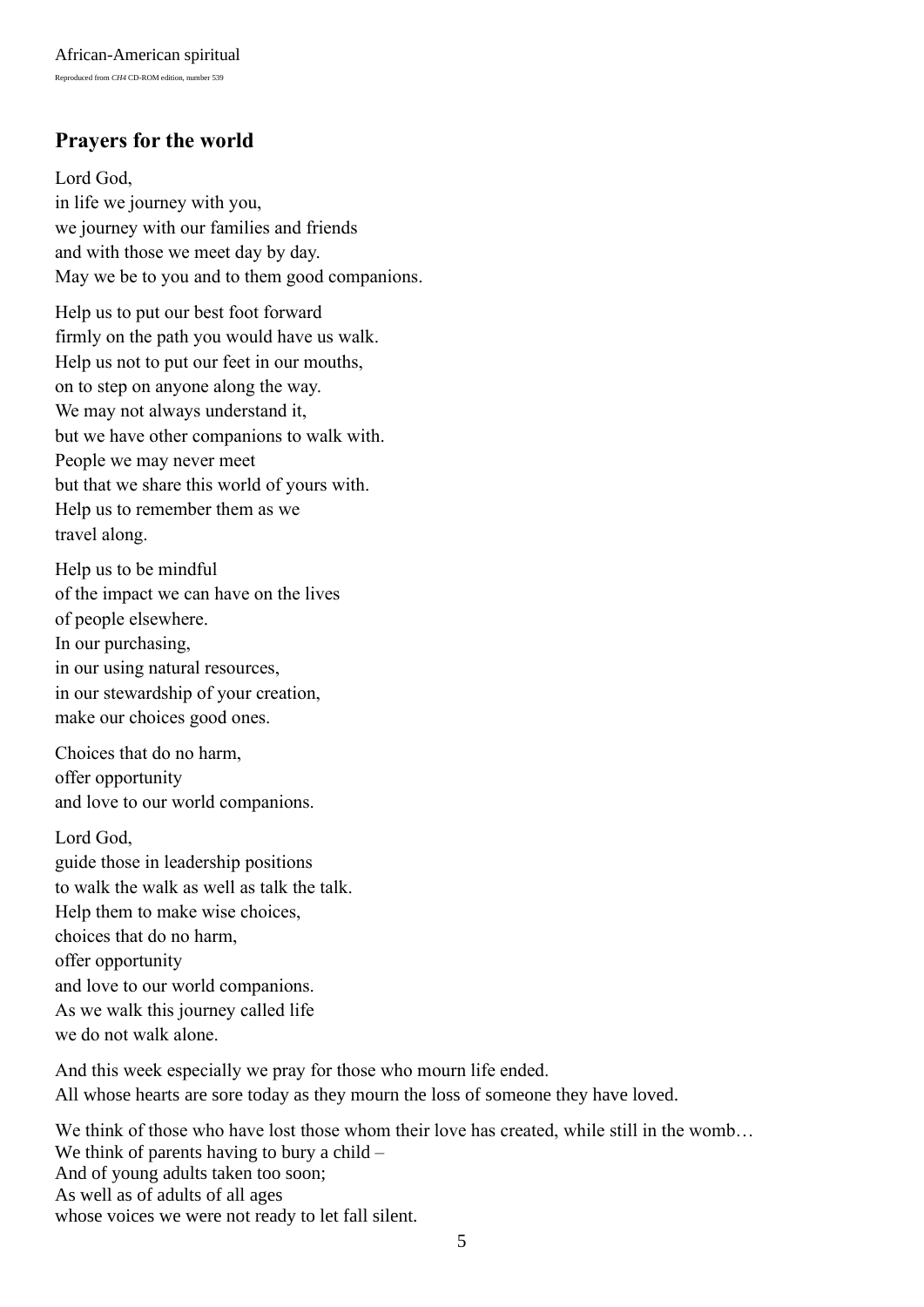African-American spiritual

Reproduced from *CH4* CD-ROM edition, number 539

## Prayers for the world

Lord God,
in life we journey with you,
we journey with our families and friends
and with those we meet day by day.
May we be to you and to them good companions.

Help us to put our best foot forward
firmly on the path you would have us walk.
Help us not to put our feet in our mouths,
on to step on anyone along the way.
We may not always understand it,
but we have other companions to walk with.
People we may never meet
but that we share this world of yours with.
Help us to remember them as we
travel along.

Help us to be mindful
of the impact we can have on the lives
of people elsewhere.
In our purchasing,
in our using natural resources,
in our stewardship of your creation,
make our choices good ones.

Choices that do no harm,
offer opportunity
and love to our world companions.

Lord God,
guide those in leadership positions
to walk the walk as well as talk the talk.
Help them to make wise choices,
choices that do no harm,
offer opportunity
and love to our world companions.
As we walk this journey called life
we do not walk alone.

And this week especially we pray for those who mourn life ended.
All whose hearts are sore today as they mourn the loss of someone they have loved.

We think of those who have lost those whom their love has created, while still in the womb…
We think of parents having to bury a child –
And of young adults taken too soon;
As well as of adults of all ages
whose voices we were not ready to let fall silent.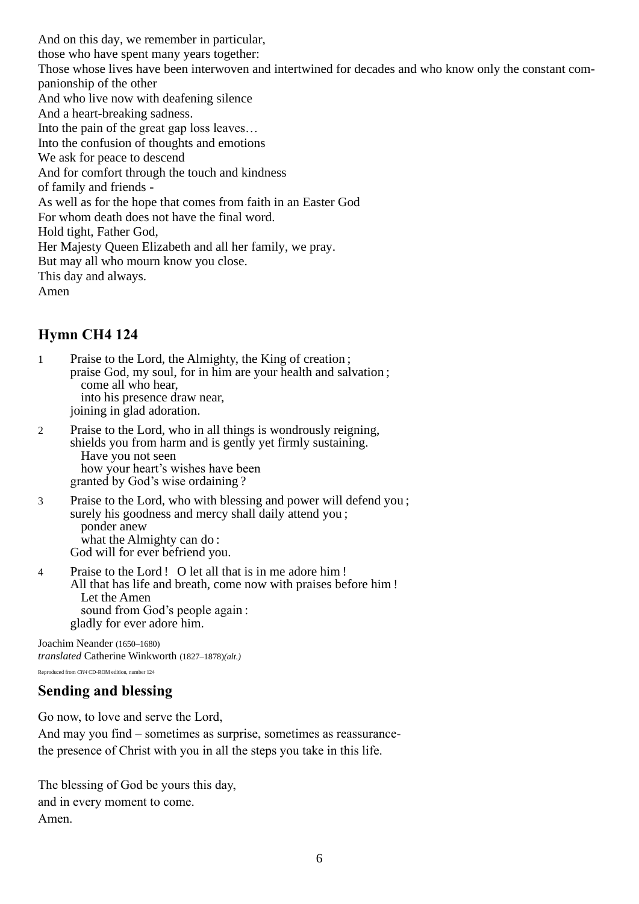And on this day, we remember in particular,
those who have spent many years together:
Those whose lives have been interwoven and intertwined for decades and who know only the constant companionship of the other
And who live now with deafening silence
And a heart-breaking sadness.
Into the pain of the great gap loss leaves…
Into the confusion of thoughts and emotions
We ask for peace to descend
And for comfort through the touch and kindness
of family and friends -
As well as for the hope that comes from faith in an Easter God
For whom death does not have the final word.
Hold tight, Father God,
Her Majesty Queen Elizabeth and all her family, we pray.
But may all who mourn know you close.
This day and always.
Amen

## Hymn CH4 124

1 Praise to the Lord, the Almighty, the King of creation ;
praise God, my soul, for in him are your health and salvation ;
come all who hear,
into his presence draw near,
joining in glad adoration.

2 Praise to the Lord, who in all things is wondrously reigning,
shields you from harm and is gently yet firmly sustaining.
Have you not seen
how your heart's wishes have been
granted by God's wise ordaining ?

3 Praise to the Lord, who with blessing and power will defend you ;
surely his goodness and mercy shall daily attend you ;
ponder anew
what the Almighty can do :
God will for ever befriend you.

4 Praise to the Lord ! O let all that is in me adore him !
All that has life and breath, come now with praises before him !
Let the Amen
sound from God's people again :
gladly for ever adore him.

Joachim Neander (1650–1680)
*translated* Catherine Winkworth (1827–1878)*(alt.)*

Reproduced from *CH4* CD-ROM edition, number 124

## Sending and blessing

Go now, to love and serve the Lord,
And may you find – sometimes as surprise, sometimes as reassurance-
the presence of Christ with you in all the steps you take in this life.

The blessing of God be yours this day,
and in every moment to come.
Amen.